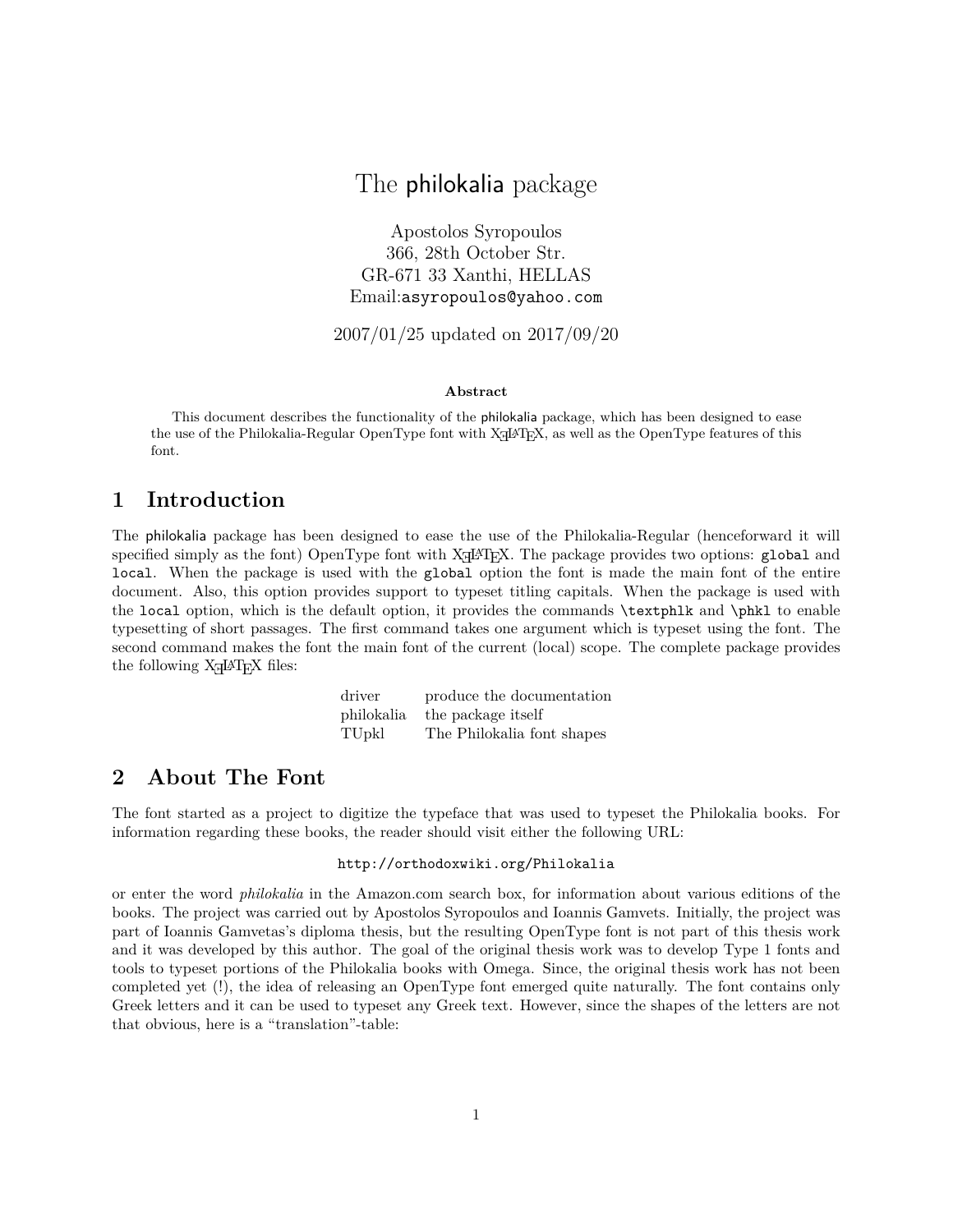# The philokalia package

Apostolos Syropoulos
366, 28th October Str.
GR-671 33 Xanthi, HELLAS
Email:`asyropoulos@yahoo.com`

2007/01/25 updated on 2017/09/20

**Abstract**

This document describes the functionality of the philokalia package, which has been designed to ease the use of the Philokalia-Regular OpenType font with XƎLATEX, as well as the OpenType features of this font.

## 1 Introduction

The philokalia package has been designed to ease the use of the Philokalia-Regular (henceforward it will specified simply as the font) OpenType font with XƎLATEX. The package provides two options: `global` and `local`. When the package is used with the `global` option the font is made the main font of the entire document. Also, this option provides support to typeset titling capitals. When the package is used with the `local` option, which is the default option, it provides the commands `\textphlk` and `\phkl` to enable typesetting of short passages. The first command takes one argument which is typeset using the font. The second command makes the font the main font of the current (local) scope. The complete package provides the following XƎLATEX files:

| | |
|---|---|
| driver | produce the documentation |
| philokalia | the package itself |
| TUpkl | The Philokalia font shapes |

## 2 About The Font

The font started as a project to digitize the typeface that was used to typeset the Philokalia books. For information regarding these books, the reader should visit either the following URL:

`http://orthodoxwiki.org/Philokalia`

or enter the word *philokalia* in the Amazon.com search box, for information about various editions of the books. The project was carried out by Apostolos Syropoulos and Ioannis Gamvets. Initially, the project was part of Ioannis Gamvetas's diploma thesis, but the resulting OpenType font is not part of this thesis work and it was developed by this author. The goal of the original thesis work was to develop Type 1 fonts and tools to typeset portions of the Philokalia books with Omega. Since, the original thesis work has not been completed yet (!), the idea of releasing an OpenType font emerged quite naturally. The font contains only Greek letters and it can be used to typeset any Greek text. However, since the shapes of the letters are not that obvious, here is a "translation"-table: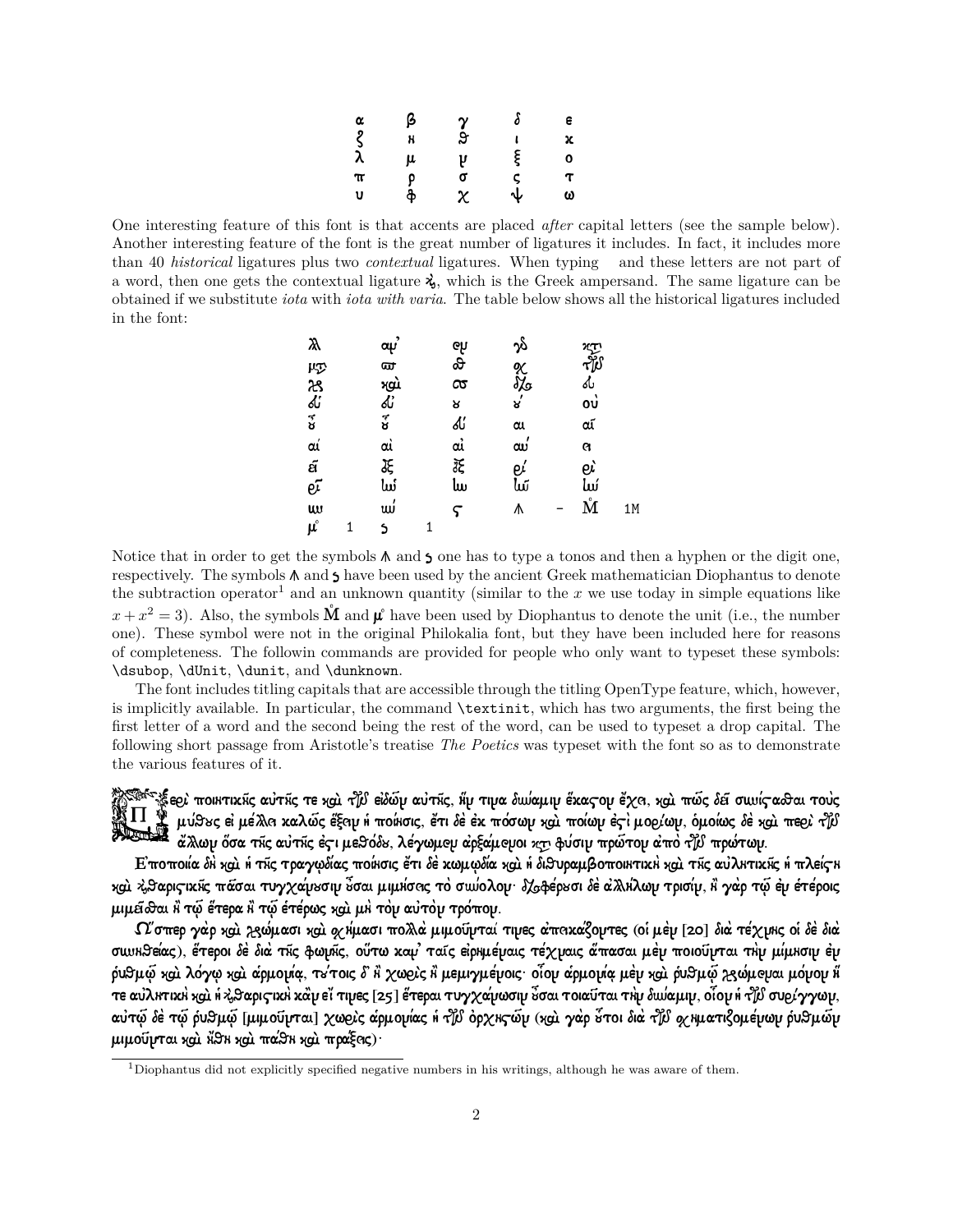| | | | | |
|---|---|---|---|---|
| α | β | γ | δ | ε |
| ζ | η | θ | ι | κ |
| λ | μ | ν | ξ | ο |
| π | ρ | σ | ς | τ |
| υ | φ | χ | ψ | ω |

One interesting feature of this font is that accents are placed *after* capital letters (see the sample below). Another interesting feature of the font is the great number of ligatures it includes. In fact, it includes more than 40 *historical* ligatures plus two *contextual* ligatures. When typing and these letters are not part of a word, then one gets the contextual ligature ϗ, which is the Greek ampersand. The same ligature can be obtained if we substitute *iota* with *iota with varia*. The table below shows all the historical ligatures included in the font:

| | | | | | | |
|---|---|---|---|---|---|---|
| λλ | αν' | εν | γδ | κτ | | |
| μπ | ωτ | θ | σχ | τῶν | | |
| γρ | καὶ | στ | δχ | δι | | |
| δι | δι | ου | ου' | οὺ | | |
| ου̃ | ου̃ | δι | αι | αι̃ | | |
| αί | αὶ | αὶ | αύ | ει | | |
| ει̃ | ἐξ | ἐξ | εί | εὶ | | |
| ει̃ | ιώ | ιω | ιω̃ | ιώ | | |
| ιυ | ιώ | ς | ⋔ | – | $\overset{\circ}{\mathrm{M}}$ | 1M |
| $\overset{\circ}{\mu}$ 1 | ς 1 | | | | | |

Notice that in order to get the symbols ⋔ and ς one has to type a tonos and then a hyphen or the digit one, respectively. The symbols ⋔ and ς have been used by the ancient Greek mathematician Diophantus to denote the subtraction operator[1] and an unknown quantity (similar to the $x$ we use today in simple equations like $x + x^2 = 3$). Also, the symbols $\overset{\circ}{\mathrm{M}}$ and $\overset{\circ}{\mu}$ have been used by Diophantus to denote the unit (i.e., the number one). These symbol were not in the original Philokalia font, but they have been included here for reasons of completeness. The followin commands are provided for people who only want to typeset these symbols: \dsubop, \dUnit, \dunit, and \dunknown.

The font includes titling capitals that are accessible through the titling OpenType feature, which, however, is implicitly available. In particular, the command \textinit, which has two arguments, the first being the first letter of a word and the second being the rest of the word, can be used to typeset a drop capital. The following short passage from Aristotle's treatise *The Poetics* was typeset with the font so as to demonstrate the various features of it.

Περὶ ποιητικῆς αὐτῆς τε καὶ τῶν εἰδῶν αὐτῆς, ἥν τινα δύναμιν ἕκαστον ἔχει, καὶ πῶς δεῖ συνίστασθαι τοὺς μύθους εἰ μέλλει καλῶς ἕξειν ἡ ποίησις, ἔτι δὲ ἐκ πόσων καὶ ποίων ἐστὶ μορίων, ὁμοίως δὲ καὶ περὶ τῶν ἄλλων ὅσα τῆς αὐτῆς ἐστι μεθόδου, λέγωμεν ἀρξάμενοι κατὰ φύσιν πρῶτον ἀπὸ τῶν πρώτων.

Ἐποποιία δὴ καὶ ἡ τῆς τραγῳδίας ποίησις ἔτι δὲ κωμῳδία καὶ ἡ διθυραμβοποιητικὴ καὶ τῆς αὐλητικῆς ἡ πλείστη καὶ κιθαριστικῆς πᾶσαι τυγχάνουσιν οὖσαι μιμήσεις τὸ σύνολον· διαφέρουσι δὲ ἀλλήλων τρισίν, ἢ γὰρ τῷ ἐν ἑτέροις μιμεῖσθαι ἢ τῷ ἕτερα ἢ τῷ ἑτέρως καὶ μὴ τὸν αὐτὸν τρόπον.

Ὥσπερ γὰρ καὶ χρώμασι καὶ σχήμασι πολλὰ μιμοῦνταί τινες ἀπεικάζοντες (οἱ μὲν [20] διὰ τέχνης οἱ δὲ διὰ συνηθείας), ἕτεροι δὲ διὰ τῆς φωνῆς, οὕτω κἀν ταῖς εἰρημέναις τέχναις ἅπασαι μὲν ποιοῦνται τὴν μίμησιν ἐν ῥυθμῷ καὶ λόγῳ καὶ ἁρμονίᾳ, τούτοις δ᾽ ἢ χωρὶς ἢ μεμιγμένοις· οἷον ἁρμονίᾳ μὲν καὶ ῥυθμῷ χρώμεναι μόνον ἥ τε αὐλητικὴ καὶ ἡ κιθαριστικὴ κἂν εἴ τινες [25] ἕτεραι τυγχάνωσιν οὖσαι τοιαῦται τὴν δύναμιν, οἷον ἡ τῶν συρίγγων, αὐτῷ δὲ τῷ ῥυθμῷ [μιμοῦνται] χωρὶς ἁρμονίας ἡ τῶν ὀρχηστῶν (καὶ γὰρ οὗτοι διὰ τῶν σχηματιζομένων ῥυθμῶν μιμοῦνται καὶ ἤθη καὶ πάθη καὶ πράξεις)·

[1] Diophantus did not explicitly specified negative numbers in his writings, although he was aware of them.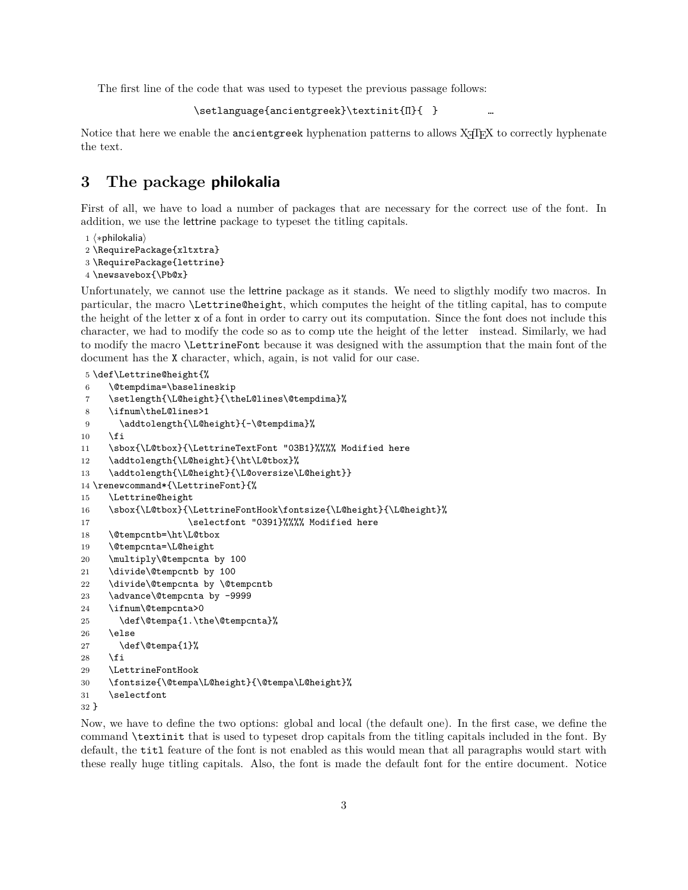The first line of the code that was used to typeset the previous passage follows:

```
\setlanguage{ancientgreek}\textinit{Π}{  }        …
```

Notice that here we enable the ancientgreek hyphenation patterns to allows XƎTEX to correctly hyphenate the text.

# 3 The package philokalia

First of all, we have to load a number of packages that are necessary for the correct use of the font. In addition, we use the lettrine package to typeset the titling capitals.

```
1 ⟨*philokalia⟩
2 \RequirePackage{xltxtra}
3 \RequirePackage{lettrine}
4 \newsavebox{\Pb@x}
```

Unfortunately, we cannot use the lettrine package as it stands. We need to sligthly modify two macros. In particular, the macro \Lettrine@height, which computes the height of the titling capital, has to compute the height of the letter x of a font in order to carry out its computation. Since the font does not include this character, we had to modify the code so as to comp ute the height of the letter   instead. Similarly, we had to modify the macro \LettrineFont because it was designed with the assumption that the main font of the document has the X character, which, again, is not valid for our case.

```
5 \def\Lettrine@height{%
6   \@tempdima=\baselineskip
7   \setlength{\L@height}{\theL@lines\@tempdima}%
8   \ifnum\theL@lines>1
9     \addtolength{\L@height}{-\@tempdima}%
10  \fi
11  \sbox{\L@tbox}{\LettrineTextFont "03B1}%%%% Modified here
12  \addtolength{\L@height}{\ht\L@tbox}%
13  \addtolength{\L@height}{\L@oversize\L@height}}
14 \renewcommand*{\LettrineFont}{%
15  \Lettrine@height
16  \sbox{\L@tbox}{\LettrineFontHook\fontsize{\L@height}{\L@height}%
17                 \selectfont "0391}%%%% Modified here
18  \@tempcntb=\ht\L@tbox
19  \@tempcnta=\L@height
20  \multiply\@tempcnta by 100
21  \divide\@tempcntb by 100
22  \divide\@tempcnta by \@tempcntb
23  \advance\@tempcnta by -9999
24  \ifnum\@tempcnta>0
25    \def\@tempa{1.\the\@tempcnta}%
26  \else
27    \def\@tempa{1}%
28  \fi
29  \LettrineFontHook
30  \fontsize{\@tempa\L@height}{\@tempa\L@height}%
31  \selectfont
32 }
```

Now, we have to define the two options: global and local (the default one). In the first case, we define the command \textinit that is used to typeset drop capitals from the titling capitals included in the font. By default, the titl feature of the font is not enabled as this would mean that all paragraphs would start with these really huge titling capitals. Also, the font is made the default font for the entire document. Notice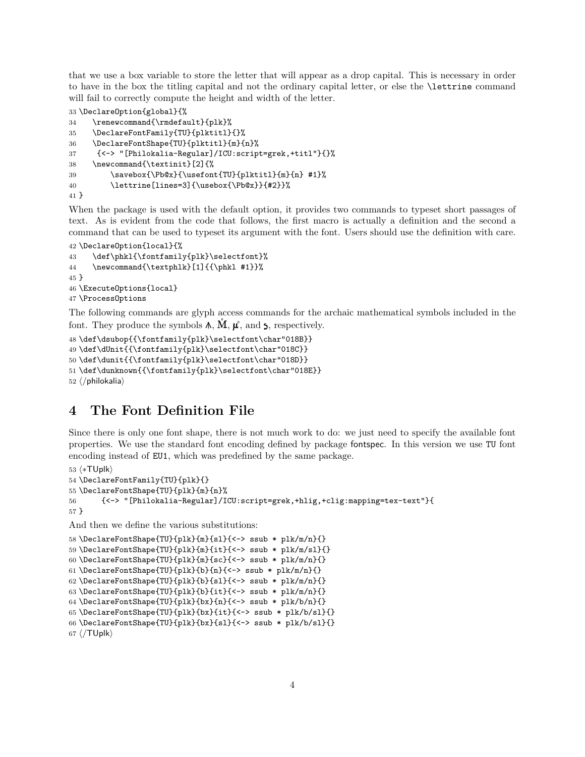that we use a box variable to store the letter that will appear as a drop capital. This is necessary in order to have in the box the titling capital and not the ordinary capital letter, or else the `\lettrine` command will fail to correctly compute the height and width of the letter.

```
33 \DeclareOption{global}{%
34    \renewcommand{\rmdefault}{plk}%
35    \DeclareFontFamily{TU}{plktitl}{}%
36    \DeclareFontShape{TU}{plktitl}{m}{n}%
37     {<-> "[Philokalia-Regular]/ICU:script=grek,+titl"}{}%
38    \newcommand{\textinit}[2]{%
39        \savebox{\Pb@x}{\usefont{TU}{plktitl}{m}{n} #1}%
40        \lettrine[lines=3]{\usebox{\Pb@x}}{#2}}%
41 }
```

When the package is used with the default option, it provides two commands to typeset short passages of text. As is evident from the code that follows, the first macro is actually a definition and the second a command that can be used to typeset its argument with the font. Users should use the definition with care.

```
42 \DeclareOption{local}{%
43    \def\phkl{\fontfamily{plk}\selectfont}%
44    \newcommand{\textphlk}[1]{{\phkl #1}}%
45 }
46 \ExecuteOptions{local}
47 \ProcessOptions
```

The following commands are glyph access commands for the archaic mathematical symbols included in the font. They produce the symbols ∧, M̊, μ̊, and ϛ, respectively.

```
48 \def\dsubop{{\fontfamily{plk}\selectfont\char"018B}}
49 \def\dUnit{{\fontfamily{plk}\selectfont\char"018C}}
50 \def\dunit{{\fontfamily{plk}\selectfont\char"018D}}
51 \def\dunknown{{\fontfamily{plk}\selectfont\char"018E}}
52 ⟨/philokalia⟩
```

# 4 The Font Definition File

Since there is only one font shape, there is not much work to do: we just need to specify the available font properties. We use the standard font encoding defined by package fontspec. In this version we use `TU` font encoding instead of `EU1`, which was predefined by the same package.

```
53 ⟨*TUplk⟩
54 \DeclareFontFamily{TU}{plk}{}
55 \DeclareFontShape{TU}{plk}{m}{n}%
56      {<-> "[Philokalia-Regular]/ICU:script=grek,+hlig,+clig:mapping=tex-text"}{
57 }
```

And then we define the various substitutions:

```
58 \DeclareFontShape{TU}{plk}{m}{sl}{<-> ssub * plk/m/n}{}
59 \DeclareFontShape{TU}{plk}{m}{it}{<-> ssub * plk/m/sl}{}
60 \DeclareFontShape{TU}{plk}{m}{sc}{<-> ssub * plk/m/n}{}
61 \DeclareFontShape{TU}{plk}{b}{n}{<-> ssub * plk/m/n}{}
62 \DeclareFontShape{TU}{plk}{b}{sl}{<-> ssub * plk/m/n}{}
63 \DeclareFontShape{TU}{plk}{b}{it}{<-> ssub * plk/m/n}{}
64 \DeclareFontShape{TU}{plk}{bx}{n}{<-> ssub * plk/b/n}{}
65 \DeclareFontShape{TU}{plk}{bx}{it}{<-> ssub * plk/b/sl}{}
66 \DeclareFontShape{TU}{plk}{bx}{sl}{<-> ssub * plk/b/sl}{}
67 ⟨/TUplk⟩
```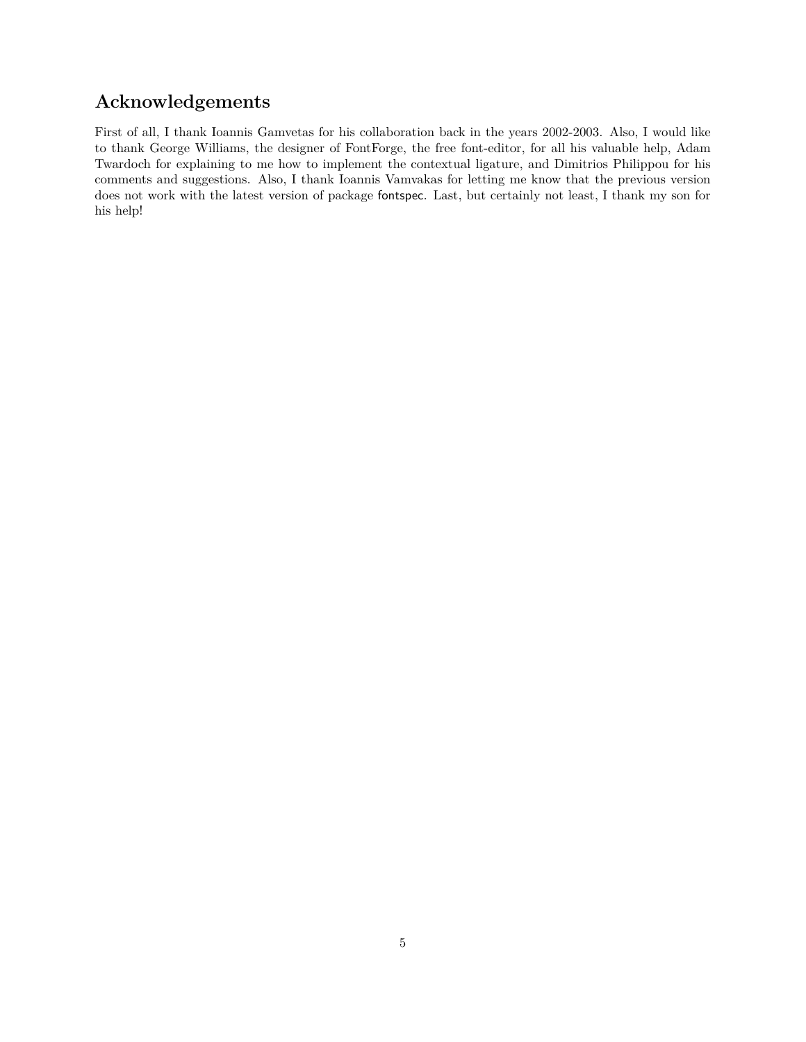## Acknowledgements

First of all, I thank Ioannis Gamvetas for his collaboration back in the years 2002-2003. Also, I would like to thank George Williams, the designer of FontForge, the free font-editor, for all his valuable help, Adam Twardoch for explaining to me how to implement the contextual ligature, and Dimitrios Philippou for his comments and suggestions. Also, I thank Ioannis Vamvakas for letting me know that the previous version does not work with the latest version of package fontspec. Last, but certainly not least, I thank my son for his help!